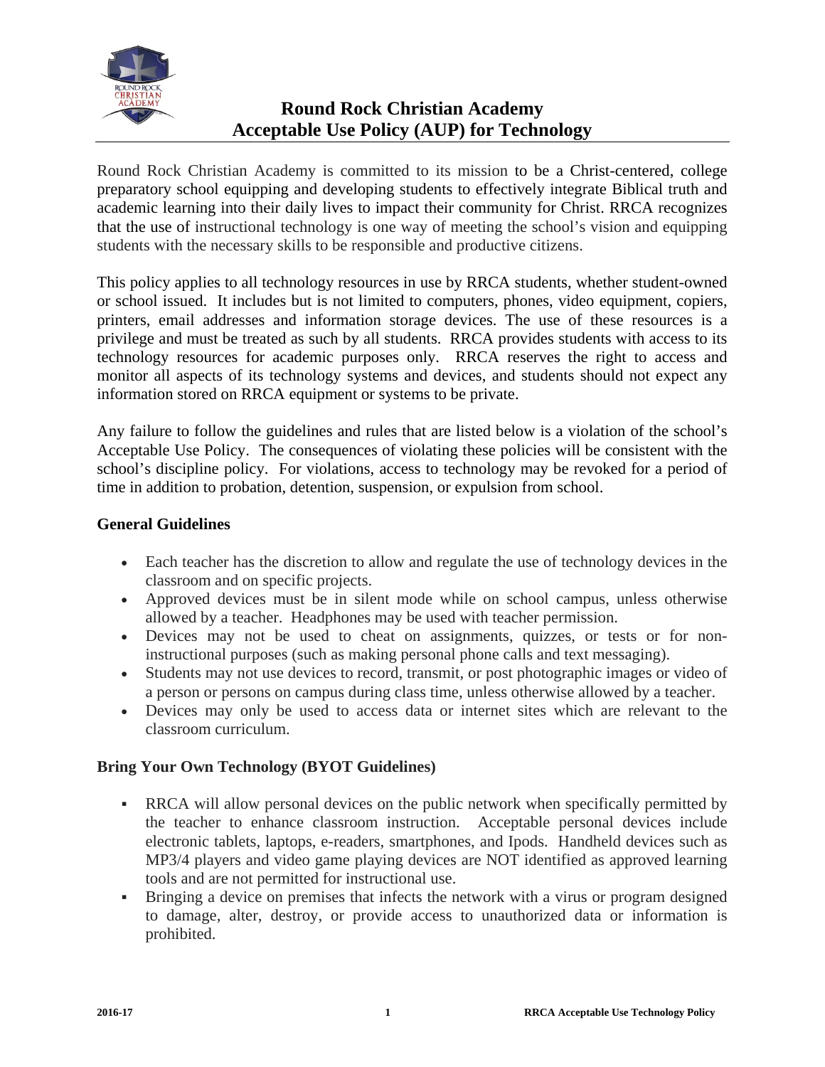# Round Rock Christian Academy
# Acceptable Use Policy (AUP) for Technology

Round Rock Christian Academy is committed to its mission to be a Christ-centered, college preparatory school equipping and developing students to effectively integrate Biblical truth and academic learning into their daily lives to impact their community for Christ. RRCA recognizes that the use of instructional technology is one way of meeting the school's vision and equipping students with the necessary skills to be responsible and productive citizens.

This policy applies to all technology resources in use by RRCA students, whether student-owned or school issued. It includes but is not limited to computers, phones, video equipment, copiers, printers, email addresses and information storage devices. The use of these resources is a privilege and must be treated as such by all students. RRCA provides students with access to its technology resources for academic purposes only. RRCA reserves the right to access and monitor all aspects of its technology systems and devices, and students should not expect any information stored on RRCA equipment or systems to be private.

Any failure to follow the guidelines and rules that are listed below is a violation of the school's Acceptable Use Policy. The consequences of violating these policies will be consistent with the school's discipline policy. For violations, access to technology may be revoked for a period of time in addition to probation, detention, suspension, or expulsion from school.

### General Guidelines

- Each teacher has the discretion to allow and regulate the use of technology devices in the classroom and on specific projects.
- Approved devices must be in silent mode while on school campus, unless otherwise allowed by a teacher. Headphones may be used with teacher permission.
- Devices may not be used to cheat on assignments, quizzes, or tests or for non-instructional purposes (such as making personal phone calls and text messaging).
- Students may not use devices to record, transmit, or post photographic images or video of a person or persons on campus during class time, unless otherwise allowed by a teacher.
- Devices may only be used to access data or internet sites which are relevant to the classroom curriculum.

### Bring Your Own Technology (BYOT Guidelines)

- RRCA will allow personal devices on the public network when specifically permitted by the teacher to enhance classroom instruction. Acceptable personal devices include electronic tablets, laptops, e-readers, smartphones, and Ipods. Handheld devices such as MP3/4 players and video game playing devices are NOT identified as approved learning tools and are not permitted for instructional use.
- Bringing a device on premises that infects the network with a virus or program designed to damage, alter, destroy, or provide access to unauthorized data or information is prohibited.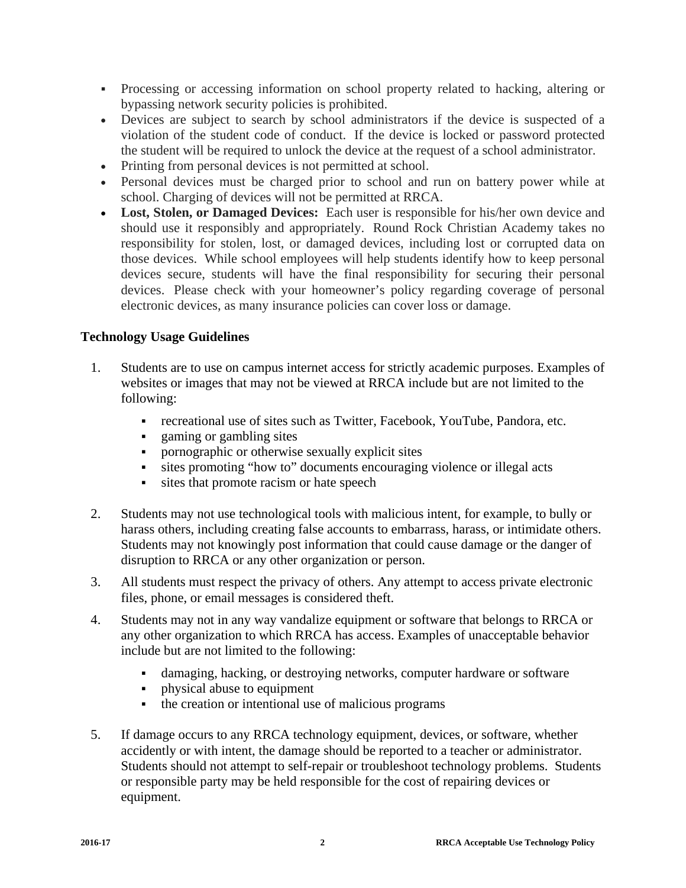- Processing or accessing information on school property related to hacking, altering or bypassing network security policies is prohibited.
- Devices are subject to search by school administrators if the device is suspected of a violation of the student code of conduct. If the device is locked or password protected the student will be required to unlock the device at the request of a school administrator.
- Printing from personal devices is not permitted at school.
- Personal devices must be charged prior to school and run on battery power while at school. Charging of devices will not be permitted at RRCA.
- **Lost, Stolen, or Damaged Devices:** Each user is responsible for his/her own device and should use it responsibly and appropriately. Round Rock Christian Academy takes no responsibility for stolen, lost, or damaged devices, including lost or corrupted data on those devices. While school employees will help students identify how to keep personal devices secure, students will have the final responsibility for securing their personal devices. Please check with your homeowner's policy regarding coverage of personal electronic devices, as many insurance policies can cover loss or damage.

## Technology Usage Guidelines

1. Students are to use on campus internet access for strictly academic purposes. Examples of websites or images that may not be viewed at RRCA include but are not limited to the following:
   - recreational use of sites such as Twitter, Facebook, YouTube, Pandora, etc.
   - gaming or gambling sites
   - pornographic or otherwise sexually explicit sites
   - sites promoting "how to" documents encouraging violence or illegal acts
   - sites that promote racism or hate speech

2. Students may not use technological tools with malicious intent, for example, to bully or harass others, including creating false accounts to embarrass, harass, or intimidate others. Students may not knowingly post information that could cause damage or the danger of disruption to RRCA or any other organization or person.

3. All students must respect the privacy of others. Any attempt to access private electronic files, phone, or email messages is considered theft.

4. Students may not in any way vandalize equipment or software that belongs to RRCA or any other organization to which RRCA has access. Examples of unacceptable behavior include but are not limited to the following:
   - damaging, hacking, or destroying networks, computer hardware or software
   - physical abuse to equipment
   - the creation or intentional use of malicious programs

5. If damage occurs to any RRCA technology equipment, devices, or software, whether accidently or with intent, the damage should be reported to a teacher or administrator. Students should not attempt to self-repair or troubleshoot technology problems. Students or responsible party may be held responsible for the cost of repairing devices or equipment.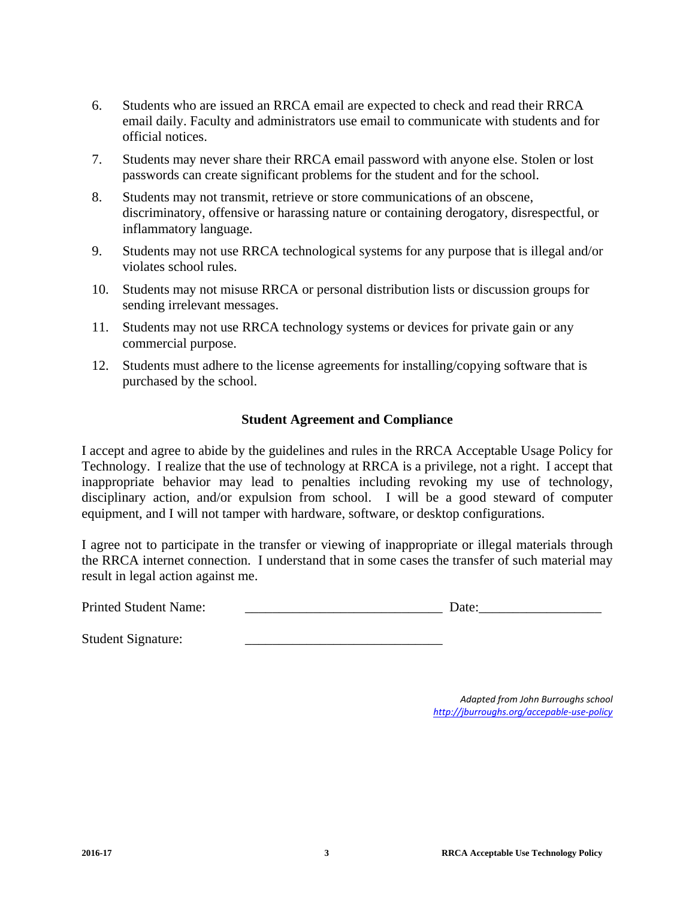6. Students who are issued an RRCA email are expected to check and read their RRCA email daily. Faculty and administrators use email to communicate with students and for official notices.
7. Students may never share their RRCA email password with anyone else. Stolen or lost passwords can create significant problems for the student and for the school.
8. Students may not transmit, retrieve or store communications of an obscene, discriminatory, offensive or harassing nature or containing derogatory, disrespectful, or inflammatory language.
9. Students may not use RRCA technological systems for any purpose that is illegal and/or violates school rules.
10. Students may not misuse RRCA or personal distribution lists or discussion groups for sending irrelevant messages.
11. Students may not use RRCA technology systems or devices for private gain or any commercial purpose.
12. Students must adhere to the license agreements for installing/copying software that is purchased by the school.

## Student Agreement and Compliance

I accept and agree to abide by the guidelines and rules in the RRCA Acceptable Usage Policy for Technology. I realize that the use of technology at RRCA is a privilege, not a right. I accept that inappropriate behavior may lead to penalties including revoking my use of technology, disciplinary action, and/or expulsion from school. I will be a good steward of computer equipment, and I will not tamper with hardware, software, or desktop configurations.

I agree not to participate in the transfer or viewing of inappropriate or illegal materials through the RRCA internet connection. I understand that in some cases the transfer of such material may result in legal action against me.

Printed Student Name: ____________________________ Date:_________________

Student Signature: ____________________________

*Adapted from John Burroughs school*
*http://jburroughs.org/accepable-use-policy*